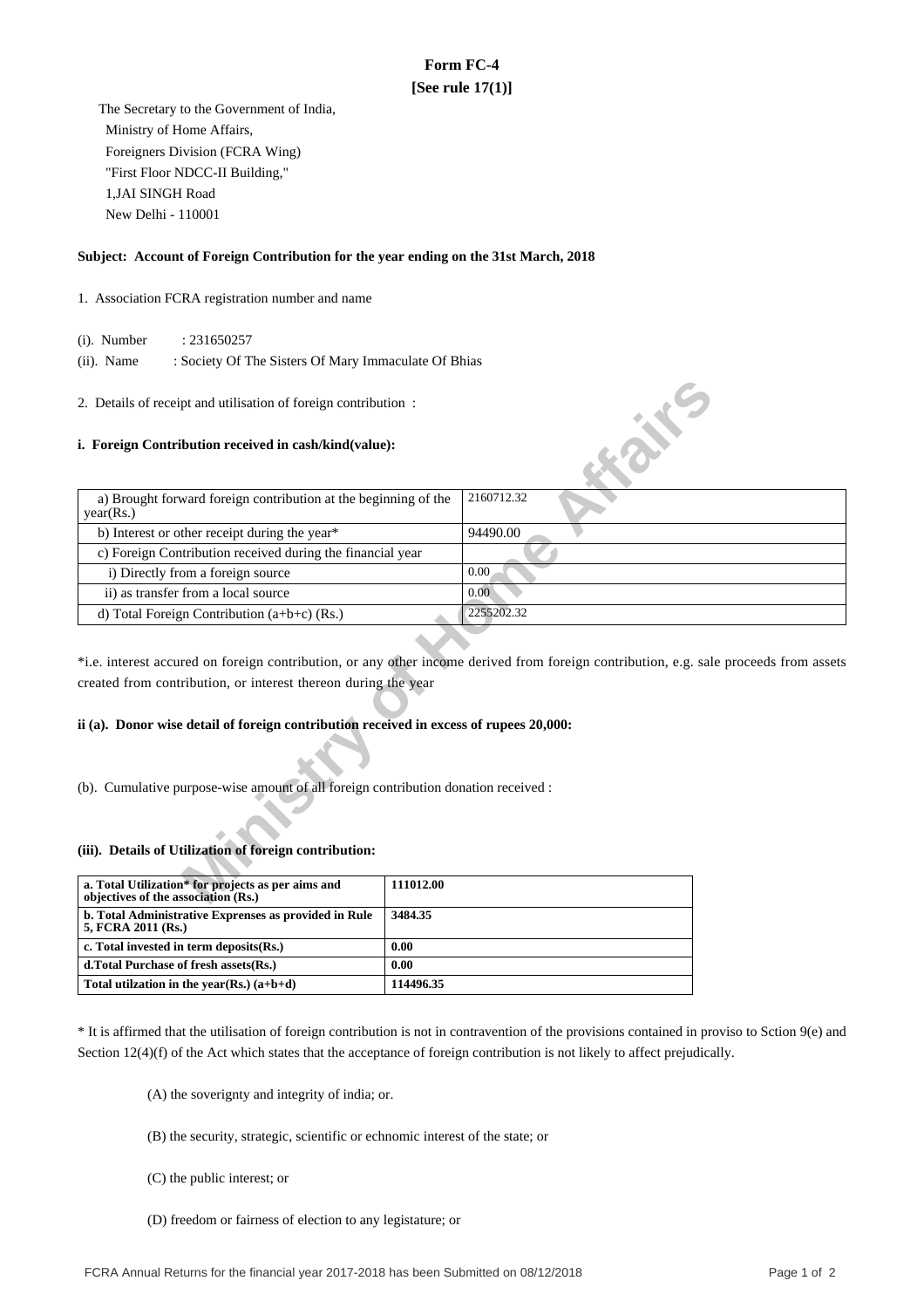# Form FC-4

**[See rule 17(1)]**

The Secretary to the Government of India,
Ministry of Home Affairs,
Foreigners Division (FCRA Wing)
"First Floor NDCC-II Building,"
1,JAI SINGH Road
New Delhi - 110001

**Subject: Account of Foreign Contribution for the year ending on the 31st March, 2018**

1. Association FCRA registration number and name

(i). Number : 231650257

(ii). Name : Society Of The Sisters Of Mary Immaculate Of Bhias

2. Details of receipt and utilisation of foreign contribution :

**i. Foreign Contribution received in cash/kind(value):**

| | |
|---|---|
| a) Brought forward foreign contribution at the beginning of the year(Rs.) | 2160712.32 |
| b) Interest or other receipt during the year* | 94490.00 |
| c) Foreign Contribution received during the financial year | |
| i) Directly from a foreign source | 0.00 |
| ii) as transfer from a local source | 0.00 |
| d) Total Foreign Contribution (a+b+c) (Rs.) | 2255202.32 |

*i.e. interest accured on foreign contribution, or any other income derived from foreign contribution, e.g. sale proceeds from assets created from contribution, or interest thereon during the year

**ii (a). Donor wise detail of foreign contribution received in excess of rupees 20,000:**

(b). Cumulative purpose-wise amount of all foreign contribution donation received :

**(iii). Details of Utilization of foreign contribution:**

| | |
|---|---|
| **a. Total Utilization* for projects as per aims and objectives of the association (Rs.)** | **111012.00** |
| **b. Total Administrative Exprenses as provided in Rule 5, FCRA 2011 (Rs.)** | **3484.35** |
| **c. Total invested in term deposits(Rs.)** | **0.00** |
| **d.Total Purchase of fresh assets(Rs.)** | **0.00** |
| **Total utilzation in the year(Rs.) (a+b+d)** | **114496.35** |

* It is affirmed that the utilisation of foreign contribution is not in contravention of the provisions contained in proviso to Sction 9(e) and Section 12(4)(f) of the Act which states that the acceptance of foreign contribution is not likely to affect prejudically.

(A) the soverignty and integrity of india; or.

(B) the security, strategic, scientific or echnomic interest of the state; or

(C) the public interest; or

(D) freedom or fairness of election to any legistature; or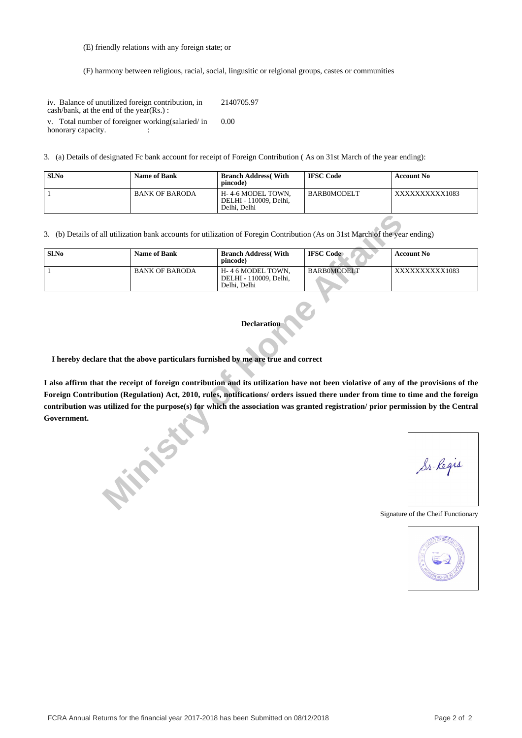(E) friendly relations with any foreign state; or

(F) harmony between religious, racial, social, lingusitic or relgional groups, castes or communities

| | |
|---|---|
| iv. Balance of unutilized foreign contribution, in cash/bank, at the end of the year(Rs.) : | 2140705.97 |
| v. Total number of foreigner working(salaried/ in honorary capacity. : | 0.00 |

3. (a) Details of designated Fc bank account for receipt of Foreign Contribution ( As on 31st March of the year ending):

| Sl.No | Name of Bank | Branch Address( With pincode) | IFSC Code | Account No |
|---|---|---|---|---|
| 1 | BANK OF BARODA | H- 4-6 MODEL TOWN, DELHI - 110009, Delhi, Delhi, Delhi | BARB0MODELT | XXXXXXXXXX1083 |

3. (b) Details of all utilization bank accounts for utilization of Foregin Contribution (As on 31st March of the year ending)

| Sl.No | Name of Bank | Branch Address( With pincode) | IFSC Code | Account No |
|---|---|---|---|---|
| 1 | BANK OF BARODA | H- 4 6 MODEL TOWN, DELHI - 110009, Delhi, Delhi, Delhi | BARB0MODELT | XXXXXXXXXX1083 |

**Declaration**

**I hereby declare that the above particulars furnished by me are true and correct**

**I also affirm that the receipt of foreign contribution and its utilization have not been violative of any of the provisions of the Foreign Contribution (Regulation) Act, 2010, rules, notifications/ orders issued there under from time to time and the foreign contribution was utilized for the purpose(s) for which the association was granted registration/ prior permission by the Central Government.**

Sr. Regis

Signature of the Cheif Functionary

FCRA Annual Returns for the financial year 2017-2018 has been Submitted on 08/12/2018